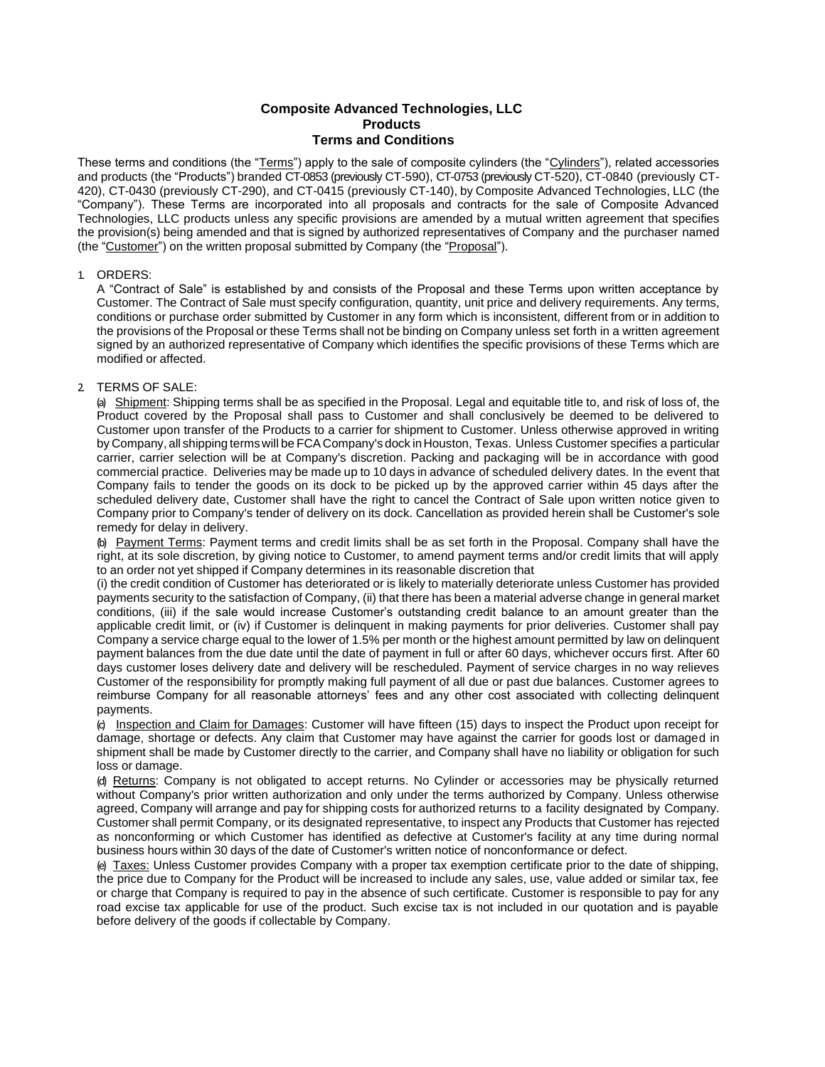# Composite Advanced Technologies, LLC
## Products
## Terms and Conditions

These terms and conditions (the "Terms") apply to the sale of composite cylinders (the "Cylinders"), related accessories and products (the "Products") branded CT-0853 (previously CT-590), CT-0753 (previously CT-520), CT-0840 (previously CT-420), CT-0430 (previously CT-290), and CT-0415 (previously CT-140), by Composite Advanced Technologies, LLC (the "Company"). These Terms are incorporated into all proposals and contracts for the sale of Composite Advanced Technologies, LLC products unless any specific provisions are amended by a mutual written agreement that specifies the provision(s) being amended and that is signed by authorized representatives of Company and the purchaser named (the "Customer") on the written proposal submitted by Company (the "Proposal").

1. ORDERS:

   A "Contract of Sale" is established by and consists of the Proposal and these Terms upon written acceptance by Customer. The Contract of Sale must specify configuration, quantity, unit price and delivery requirements. Any terms, conditions or purchase order submitted by Customer in any form which is inconsistent, different from or in addition to the provisions of the Proposal or these Terms shall not be binding on Company unless set forth in a written agreement signed by an authorized representative of Company which identifies the specific provisions of these Terms which are modified or affected.

2. TERMS OF SALE:

   (a) Shipment: Shipping terms shall be as specified in the Proposal. Legal and equitable title to, and risk of loss of, the Product covered by the Proposal shall pass to Customer and shall conclusively be deemed to be delivered to Customer upon transfer of the Products to a carrier for shipment to Customer. Unless otherwise approved in writing by Company, all shipping terms will be FCA Company's dock in Houston, Texas. Unless Customer specifies a particular carrier, carrier selection will be at Company's discretion. Packing and packaging will be in accordance with good commercial practice. Deliveries may be made up to 10 days in advance of scheduled delivery dates. In the event that Company fails to tender the goods on its dock to be picked up by the approved carrier within 45 days after the scheduled delivery date, Customer shall have the right to cancel the Contract of Sale upon written notice given to Company prior to Company's tender of delivery on its dock. Cancellation as provided herein shall be Customer's sole remedy for delay in delivery.

   (b) Payment Terms: Payment terms and credit limits shall be as set forth in the Proposal. Company shall have the right, at its sole discretion, by giving notice to Customer, to amend payment terms and/or credit limits that will apply to an order not yet shipped if Company determines in its reasonable discretion that

   (i) the credit condition of Customer has deteriorated or is likely to materially deteriorate unless Customer has provided payments security to the satisfaction of Company, (ii) that there has been a material adverse change in general market conditions, (iii) if the sale would increase Customer's outstanding credit balance to an amount greater than the applicable credit limit, or (iv) if Customer is delinquent in making payments for prior deliveries. Customer shall pay Company a service charge equal to the lower of 1.5% per month or the highest amount permitted by law on delinquent payment balances from the due date until the date of payment in full or after 60 days, whichever occurs first. After 60 days customer loses delivery date and delivery will be rescheduled. Payment of service charges in no way relieves Customer of the responsibility for promptly making full payment of all due or past due balances. Customer agrees to reimburse Company for all reasonable attorneys' fees and any other cost associated with collecting delinquent payments.

   (c) Inspection and Claim for Damages: Customer will have fifteen (15) days to inspect the Product upon receipt for damage, shortage or defects. Any claim that Customer may have against the carrier for goods lost or damaged in shipment shall be made by Customer directly to the carrier, and Company shall have no liability or obligation for such loss or damage.

   (d) Returns: Company is not obligated to accept returns. No Cylinder or accessories may be physically returned without Company's prior written authorization and only under the terms authorized by Company. Unless otherwise agreed, Company will arrange and pay for shipping costs for authorized returns to a facility designated by Company. Customer shall permit Company, or its designated representative, to inspect any Products that Customer has rejected as nonconforming or which Customer has identified as defective at Customer's facility at any time during normal business hours within 30 days of the date of Customer's written notice of nonconformance or defect.

   (e) Taxes: Unless Customer provides Company with a proper tax exemption certificate prior to the date of shipping, the price due to Company for the Product will be increased to include any sales, use, value added or similar tax, fee or charge that Company is required to pay in the absence of such certificate. Customer is responsible to pay for any road excise tax applicable for use of the product. Such excise tax is not included in our quotation and is payable before delivery of the goods if collectable by Company.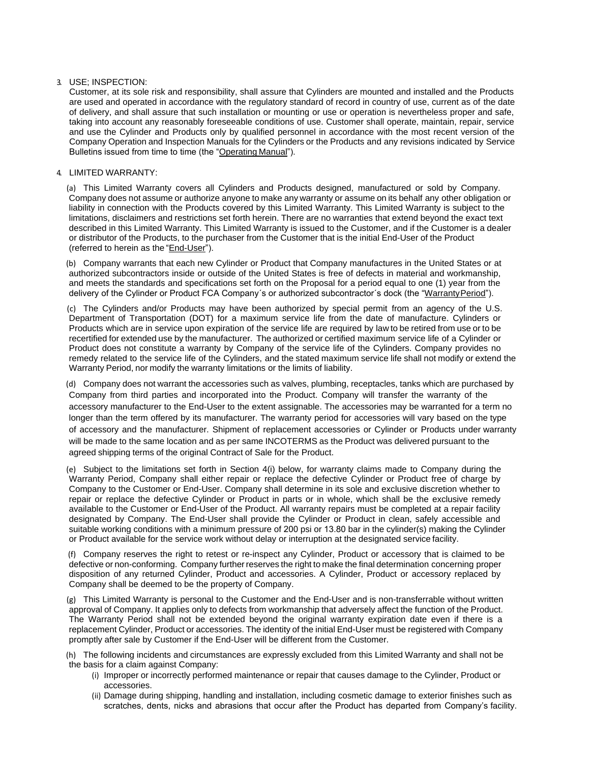3. USE; INSPECTION:

Customer, at its sole risk and responsibility, shall assure that Cylinders are mounted and installed and the Products are used and operated in accordance with the regulatory standard of record in country of use, current as of the date of delivery, and shall assure that such installation or mounting or use or operation is nevertheless proper and safe, taking into account any reasonably foreseeable conditions of use. Customer shall operate, maintain, repair, service and use the Cylinder and Products only by qualified personnel in accordance with the most recent version of the Company Operation and Inspection Manuals for the Cylinders or the Products and any revisions indicated by Service Bulletins issued from time to time (the "Operating Manual").

4. LIMITED WARRANTY:

(a) This Limited Warranty covers all Cylinders and Products designed, manufactured or sold by Company. Company does not assume or authorize anyone to make any warranty or assume on its behalf any other obligation or liability in connection with the Products covered by this Limited Warranty. This Limited Warranty is subject to the limitations, disclaimers and restrictions set forth herein. There are no warranties that extend beyond the exact text described in this Limited Warranty. This Limited Warranty is issued to the Customer, and if the Customer is a dealer or distributor of the Products, to the purchaser from the Customer that is the initial End-User of the Product (referred to herein as the "End-User").

(b) Company warrants that each new Cylinder or Product that Company manufactures in the United States or at authorized subcontractors inside or outside of the United States is free of defects in material and workmanship, and meets the standards and specifications set forth on the Proposal for a period equal to one (1) year from the delivery of the Cylinder or Product FCA Company´s or authorized subcontractor´s dock (the "Warranty Period").

(c) The Cylinders and/or Products may have been authorized by special permit from an agency of the U.S. Department of Transportation (DOT) for a maximum service life from the date of manufacture. Cylinders or Products which are in service upon expiration of the service life are required by law to be retired from use or to be recertified for extended use by the manufacturer. The authorized or certified maximum service life of a Cylinder or Product does not constitute a warranty by Company of the service life of the Cylinders. Company provides no remedy related to the service life of the Cylinders, and the stated maximum service life shall not modify or extend the Warranty Period, nor modify the warranty limitations or the limits of liability.

(d) Company does not warrant the accessories such as valves, plumbing, receptacles, tanks which are purchased by Company from third parties and incorporated into the Product. Company will transfer the warranty of the accessory manufacturer to the End-User to the extent assignable. The accessories may be warranted for a term no longer than the term offered by its manufacturer. The warranty period for accessories will vary based on the type of accessory and the manufacturer. Shipment of replacement accessories or Cylinder or Products under warranty will be made to the same location and as per same INCOTERMS as the Product was delivered pursuant to the agreed shipping terms of the original Contract of Sale for the Product.

(e) Subject to the limitations set forth in Section 4(i) below, for warranty claims made to Company during the Warranty Period, Company shall either repair or replace the defective Cylinder or Product free of charge by Company to the Customer or End-User. Company shall determine in its sole and exclusive discretion whether to repair or replace the defective Cylinder or Product in parts or in whole, which shall be the exclusive remedy available to the Customer or End-User of the Product. All warranty repairs must be completed at a repair facility designated by Company. The End-User shall provide the Cylinder or Product in clean, safely accessible and suitable working conditions with a minimum pressure of 200 psi or 13.80 bar in the cylinder(s) making the Cylinder or Product available for the service work without delay or interruption at the designated service facility.

(f) Company reserves the right to retest or re-inspect any Cylinder, Product or accessory that is claimed to be defective or non-conforming. Company further reserves the right to make the final determination concerning proper disposition of any returned Cylinder, Product and accessories. A Cylinder, Product or accessory replaced by Company shall be deemed to be the property of Company.

(g) This Limited Warranty is personal to the Customer and the End-User and is non-transferrable without written approval of Company. It applies only to defects from workmanship that adversely affect the function of the Product. The Warranty Period shall not be extended beyond the original warranty expiration date even if there is a replacement Cylinder, Product or accessories. The identity of the initial End-User must be registered with Company promptly after sale by Customer if the End-User will be different from the Customer.

(h) The following incidents and circumstances are expressly excluded from this Limited Warranty and shall not be the basis for a claim against Company:

- (i) Improper or incorrectly performed maintenance or repair that causes damage to the Cylinder, Product or accessories.
- (ii) Damage during shipping, handling and installation, including cosmetic damage to exterior finishes such as scratches, dents, nicks and abrasions that occur after the Product has departed from Company's facility.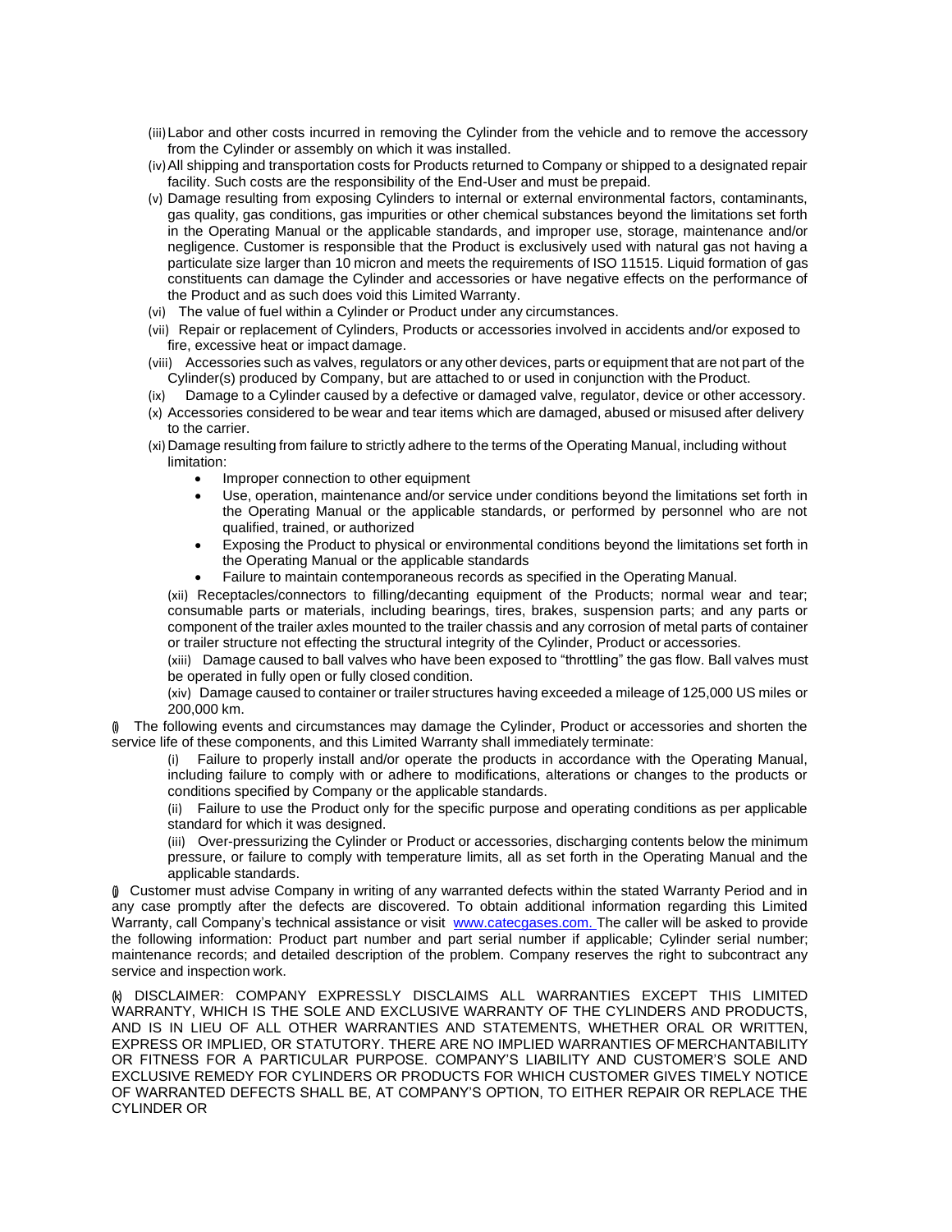(iii) Labor and other costs incurred in removing the Cylinder from the vehicle and to remove the accessory from the Cylinder or assembly on which it was installed.

(iv) All shipping and transportation costs for Products returned to Company or shipped to a designated repair facility. Such costs are the responsibility of the End-User and must be prepaid.

(v) Damage resulting from exposing Cylinders to internal or external environmental factors, contaminants, gas quality, gas conditions, gas impurities or other chemical substances beyond the limitations set forth in the Operating Manual or the applicable standards, and improper use, storage, maintenance and/or negligence. Customer is responsible that the Product is exclusively used with natural gas not having a particulate size larger than 10 micron and meets the requirements of ISO 11515. Liquid formation of gas constituents can damage the Cylinder and accessories or have negative effects on the performance of the Product and as such does void this Limited Warranty.

(vi) The value of fuel within a Cylinder or Product under any circumstances.

(vii) Repair or replacement of Cylinders, Products or accessories involved in accidents and/or exposed to fire, excessive heat or impact damage.

(viii) Accessories such as valves, regulators or any other devices, parts or equipment that are not part of the Cylinder(s) produced by Company, but are attached to or used in conjunction with the Product.

(ix) Damage to a Cylinder caused by a defective or damaged valve, regulator, device or other accessory.

(x) Accessories considered to be wear and tear items which are damaged, abused or misused after delivery to the carrier.

(xi) Damage resulting from failure to strictly adhere to the terms of the Operating Manual, including without limitation:

- Improper connection to other equipment
- Use, operation, maintenance and/or service under conditions beyond the limitations set forth in the Operating Manual or the applicable standards, or performed by personnel who are not qualified, trained, or authorized
- Exposing the Product to physical or environmental conditions beyond the limitations set forth in the Operating Manual or the applicable standards
- Failure to maintain contemporaneous records as specified in the Operating Manual.

(xii) Receptacles/connectors to filling/decanting equipment of the Products; normal wear and tear; consumable parts or materials, including bearings, tires, brakes, suspension parts; and any parts or component of the trailer axles mounted to the trailer chassis and any corrosion of metal parts of container or trailer structure not effecting the structural integrity of the Cylinder, Product or accessories.

(xiii) Damage caused to ball valves who have been exposed to "throttling" the gas flow. Ball valves must be operated in fully open or fully closed condition.

(xiv) Damage caused to container or trailer structures having exceeded a mileage of 125,000 US miles or 200,000 km.

(i) The following events and circumstances may damage the Cylinder, Product or accessories and shorten the service life of these components, and this Limited Warranty shall immediately terminate:

(i) Failure to properly install and/or operate the products in accordance with the Operating Manual, including failure to comply with or adhere to modifications, alterations or changes to the products or conditions specified by Company or the applicable standards.

(ii) Failure to use the Product only for the specific purpose and operating conditions as per applicable standard for which it was designed.

(iii) Over-pressurizing the Cylinder or Product or accessories, discharging contents below the minimum pressure, or failure to comply with temperature limits, all as set forth in the Operating Manual and the applicable standards.

(j) Customer must advise Company in writing of any warranted defects within the stated Warranty Period and in any case promptly after the defects are discovered. To obtain additional information regarding this Limited Warranty, call Company's technical assistance or visit www.catecgases.com. The caller will be asked to provide the following information: Product part number and part serial number if applicable; Cylinder serial number; maintenance records; and detailed description of the problem. Company reserves the right to subcontract any service and inspection work.

(k) DISCLAIMER: COMPANY EXPRESSLY DISCLAIMS ALL WARRANTIES EXCEPT THIS LIMITED WARRANTY, WHICH IS THE SOLE AND EXCLUSIVE WARRANTY OF THE CYLINDERS AND PRODUCTS, AND IS IN LIEU OF ALL OTHER WARRANTIES AND STATEMENTS, WHETHER ORAL OR WRITTEN, EXPRESS OR IMPLIED, OR STATUTORY. THERE ARE NO IMPLIED WARRANTIES OF MERCHANTABILITY OR FITNESS FOR A PARTICULAR PURPOSE. COMPANY'S LIABILITY AND CUSTOMER'S SOLE AND EXCLUSIVE REMEDY FOR CYLINDERS OR PRODUCTS FOR WHICH CUSTOMER GIVES TIMELY NOTICE OF WARRANTED DEFECTS SHALL BE, AT COMPANY'S OPTION, TO EITHER REPAIR OR REPLACE THE CYLINDER OR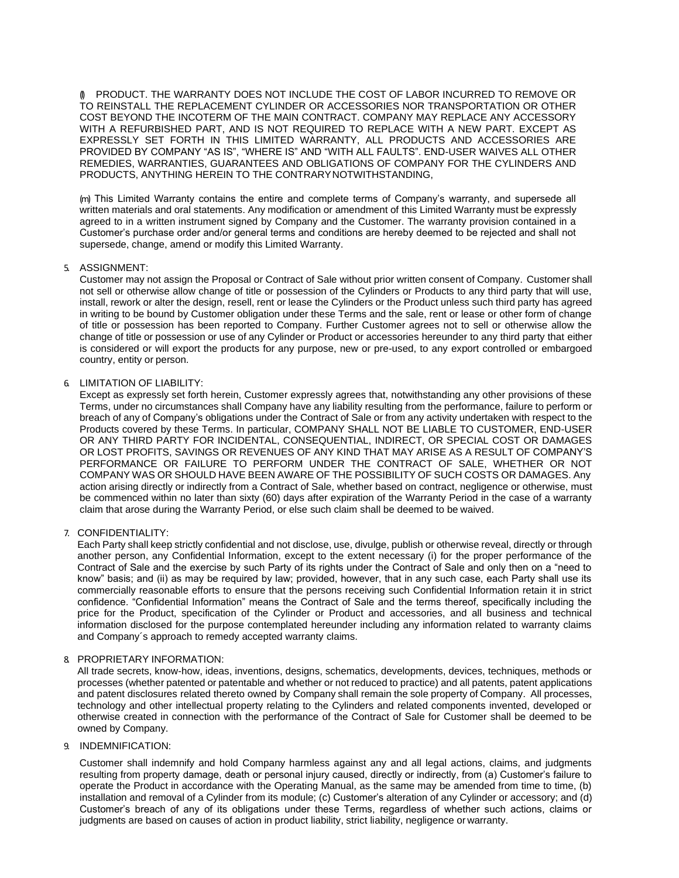(l) PRODUCT. THE WARRANTY DOES NOT INCLUDE THE COST OF LABOR INCURRED TO REMOVE OR TO REINSTALL THE REPLACEMENT CYLINDER OR ACCESSORIES NOR TRANSPORTATION OR OTHER COST BEYOND THE INCOTERM OF THE MAIN CONTRACT. COMPANY MAY REPLACE ANY ACCESSORY WITH A REFURBISHED PART, AND IS NOT REQUIRED TO REPLACE WITH A NEW PART. EXCEPT AS EXPRESSLY SET FORTH IN THIS LIMITED WARRANTY, ALL PRODUCTS AND ACCESSORIES ARE PROVIDED BY COMPANY "AS IS", "WHERE IS" AND "WITH ALL FAULTS". END-USER WAIVES ALL OTHER REMEDIES, WARRANTIES, GUARANTEES AND OBLIGATIONS OF COMPANY FOR THE CYLINDERS AND PRODUCTS, ANYTHING HEREIN TO THE CONTRARY NOTWITHSTANDING,

(m) This Limited Warranty contains the entire and complete terms of Company's warranty, and supersede all written materials and oral statements. Any modification or amendment of this Limited Warranty must be expressly agreed to in a written instrument signed by Company and the Customer. The warranty provision contained in a Customer's purchase order and/or general terms and conditions are hereby deemed to be rejected and shall not supersede, change, amend or modify this Limited Warranty.

5. ASSIGNMENT:

Customer may not assign the Proposal or Contract of Sale without prior written consent of Company. Customer shall not sell or otherwise allow change of title or possession of the Cylinders or Products to any third party that will use, install, rework or alter the design, resell, rent or lease the Cylinders or the Product unless such third party has agreed in writing to be bound by Customer obligation under these Terms and the sale, rent or lease or other form of change of title or possession has been reported to Company. Further Customer agrees not to sell or otherwise allow the change of title or possession or use of any Cylinder or Product or accessories hereunder to any third party that either is considered or will export the products for any purpose, new or pre-used, to any export controlled or embargoed country, entity or person.

6. LIMITATION OF LIABILITY:

Except as expressly set forth herein, Customer expressly agrees that, notwithstanding any other provisions of these Terms, under no circumstances shall Company have any liability resulting from the performance, failure to perform or breach of any of Company's obligations under the Contract of Sale or from any activity undertaken with respect to the Products covered by these Terms. In particular, COMPANY SHALL NOT BE LIABLE TO CUSTOMER, END-USER OR ANY THIRD PARTY FOR INCIDENTAL, CONSEQUENTIAL, INDIRECT, OR SPECIAL COST OR DAMAGES OR LOST PROFITS, SAVINGS OR REVENUES OF ANY KIND THAT MAY ARISE AS A RESULT OF COMPANY'S PERFORMANCE OR FAILURE TO PERFORM UNDER THE CONTRACT OF SALE, WHETHER OR NOT COMPANY WAS OR SHOULD HAVE BEEN AWARE OF THE POSSIBILITY OF SUCH COSTS OR DAMAGES. Any action arising directly or indirectly from a Contract of Sale, whether based on contract, negligence or otherwise, must be commenced within no later than sixty (60) days after expiration of the Warranty Period in the case of a warranty claim that arose during the Warranty Period, or else such claim shall be deemed to be waived.

7. CONFIDENTIALITY:

Each Party shall keep strictly confidential and not disclose, use, divulge, publish or otherwise reveal, directly or through another person, any Confidential Information, except to the extent necessary (i) for the proper performance of the Contract of Sale and the exercise by such Party of its rights under the Contract of Sale and only then on a "need to know" basis; and (ii) as may be required by law; provided, however, that in any such case, each Party shall use its commercially reasonable efforts to ensure that the persons receiving such Confidential Information retain it in strict confidence. "Confidential Information" means the Contract of Sale and the terms thereof, specifically including the price for the Product, specification of the Cylinder or Product and accessories, and all business and technical information disclosed for the purpose contemplated hereunder including any information related to warranty claims and Company´s approach to remedy accepted warranty claims.

8. PROPRIETARY INFORMATION:

All trade secrets, know-how, ideas, inventions, designs, schematics, developments, devices, techniques, methods or processes (whether patented or patentable and whether or not reduced to practice) and all patents, patent applications and patent disclosures related thereto owned by Company shall remain the sole property of Company. All processes, technology and other intellectual property relating to the Cylinders and related components invented, developed or otherwise created in connection with the performance of the Contract of Sale for Customer shall be deemed to be owned by Company.

9. INDEMNIFICATION:

Customer shall indemnify and hold Company harmless against any and all legal actions, claims, and judgments resulting from property damage, death or personal injury caused, directly or indirectly, from (a) Customer's failure to operate the Product in accordance with the Operating Manual, as the same may be amended from time to time, (b) installation and removal of a Cylinder from its module; (c) Customer's alteration of any Cylinder or accessory; and (d) Customer's breach of any of its obligations under these Terms, regardless of whether such actions, claims or judgments are based on causes of action in product liability, strict liability, negligence or warranty.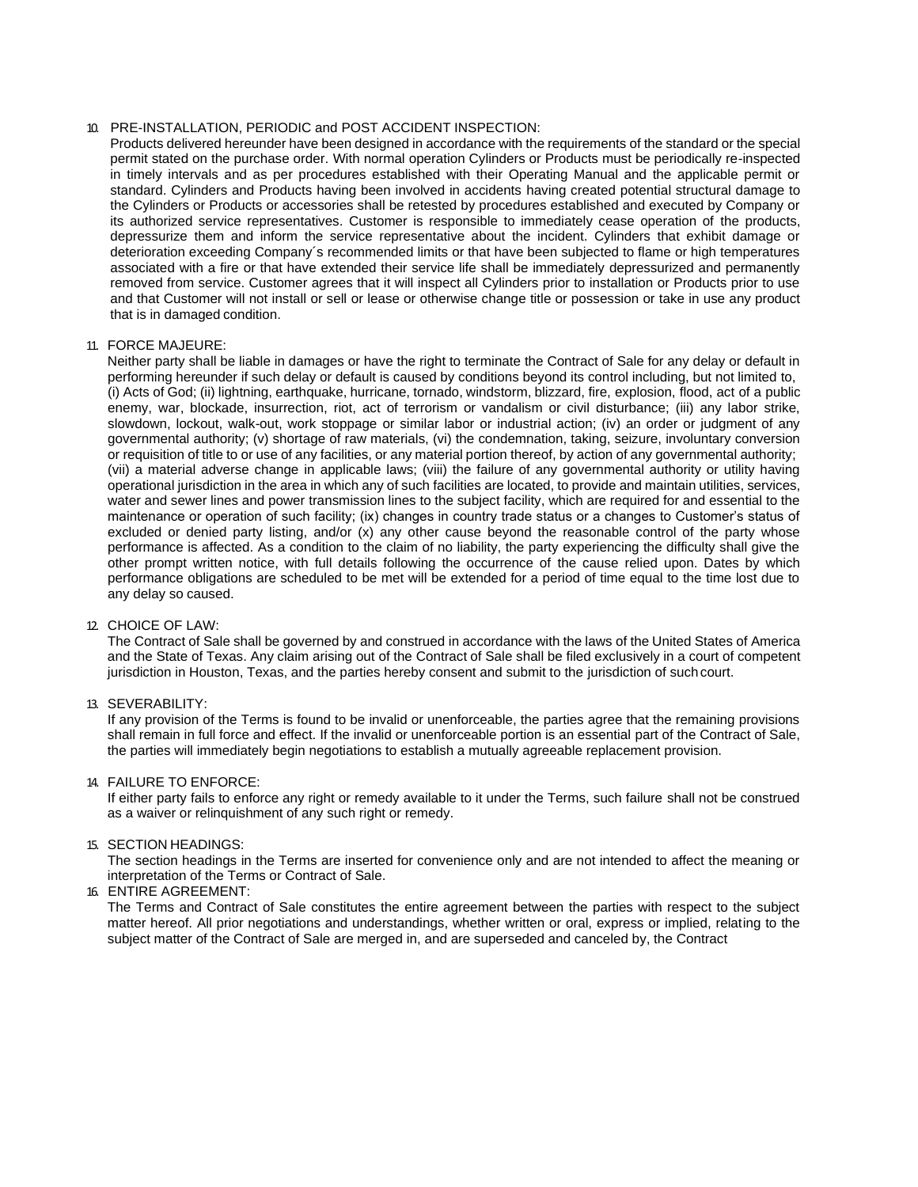10. PRE-INSTALLATION, PERIODIC and POST ACCIDENT INSPECTION:

Products delivered hereunder have been designed in accordance with the requirements of the standard or the special permit stated on the purchase order. With normal operation Cylinders or Products must be periodically re-inspected in timely intervals and as per procedures established with their Operating Manual and the applicable permit or standard. Cylinders and Products having been involved in accidents having created potential structural damage to the Cylinders or Products or accessories shall be retested by procedures established and executed by Company or its authorized service representatives. Customer is responsible to immediately cease operation of the products, depressurize them and inform the service representative about the incident. Cylinders that exhibit damage or deterioration exceeding Company´s recommended limits or that have been subjected to flame or high temperatures associated with a fire or that have extended their service life shall be immediately depressurized and permanently removed from service. Customer agrees that it will inspect all Cylinders prior to installation or Products prior to use and that Customer will not install or sell or lease or otherwise change title or possession or take in use any product that is in damaged condition.

11. FORCE MAJEURE:

Neither party shall be liable in damages or have the right to terminate the Contract of Sale for any delay or default in performing hereunder if such delay or default is caused by conditions beyond its control including, but not limited to, (i) Acts of God; (ii) lightning, earthquake, hurricane, tornado, windstorm, blizzard, fire, explosion, flood, act of a public enemy, war, blockade, insurrection, riot, act of terrorism or vandalism or civil disturbance; (iii) any labor strike, slowdown, lockout, walk-out, work stoppage or similar labor or industrial action; (iv) an order or judgment of any governmental authority; (v) shortage of raw materials, (vi) the condemnation, taking, seizure, involuntary conversion or requisition of title to or use of any facilities, or any material portion thereof, by action of any governmental authority; (vii) a material adverse change in applicable laws; (viii) the failure of any governmental authority or utility having operational jurisdiction in the area in which any of such facilities are located, to provide and maintain utilities, services, water and sewer lines and power transmission lines to the subject facility, which are required for and essential to the maintenance or operation of such facility; (ix) changes in country trade status or a changes to Customer's status of excluded or denied party listing, and/or (x) any other cause beyond the reasonable control of the party whose performance is affected. As a condition to the claim of no liability, the party experiencing the difficulty shall give the other prompt written notice, with full details following the occurrence of the cause relied upon. Dates by which performance obligations are scheduled to be met will be extended for a period of time equal to the time lost due to any delay so caused.

12. CHOICE OF LAW:

The Contract of Sale shall be governed by and construed in accordance with the laws of the United States of America and the State of Texas. Any claim arising out of the Contract of Sale shall be filed exclusively in a court of competent jurisdiction in Houston, Texas, and the parties hereby consent and submit to the jurisdiction of such court.

13. SEVERABILITY:

If any provision of the Terms is found to be invalid or unenforceable, the parties agree that the remaining provisions shall remain in full force and effect. If the invalid or unenforceable portion is an essential part of the Contract of Sale, the parties will immediately begin negotiations to establish a mutually agreeable replacement provision.

14. FAILURE TO ENFORCE:

If either party fails to enforce any right or remedy available to it under the Terms, such failure shall not be construed as a waiver or relinquishment of any such right or remedy.

15. SECTION HEADINGS:

The section headings in the Terms are inserted for convenience only and are not intended to affect the meaning or interpretation of the Terms or Contract of Sale.

16. ENTIRE AGREEMENT:

The Terms and Contract of Sale constitutes the entire agreement between the parties with respect to the subject matter hereof. All prior negotiations and understandings, whether written or oral, express or implied, relating to the subject matter of the Contract of Sale are merged in, and are superseded and canceled by, the Contract